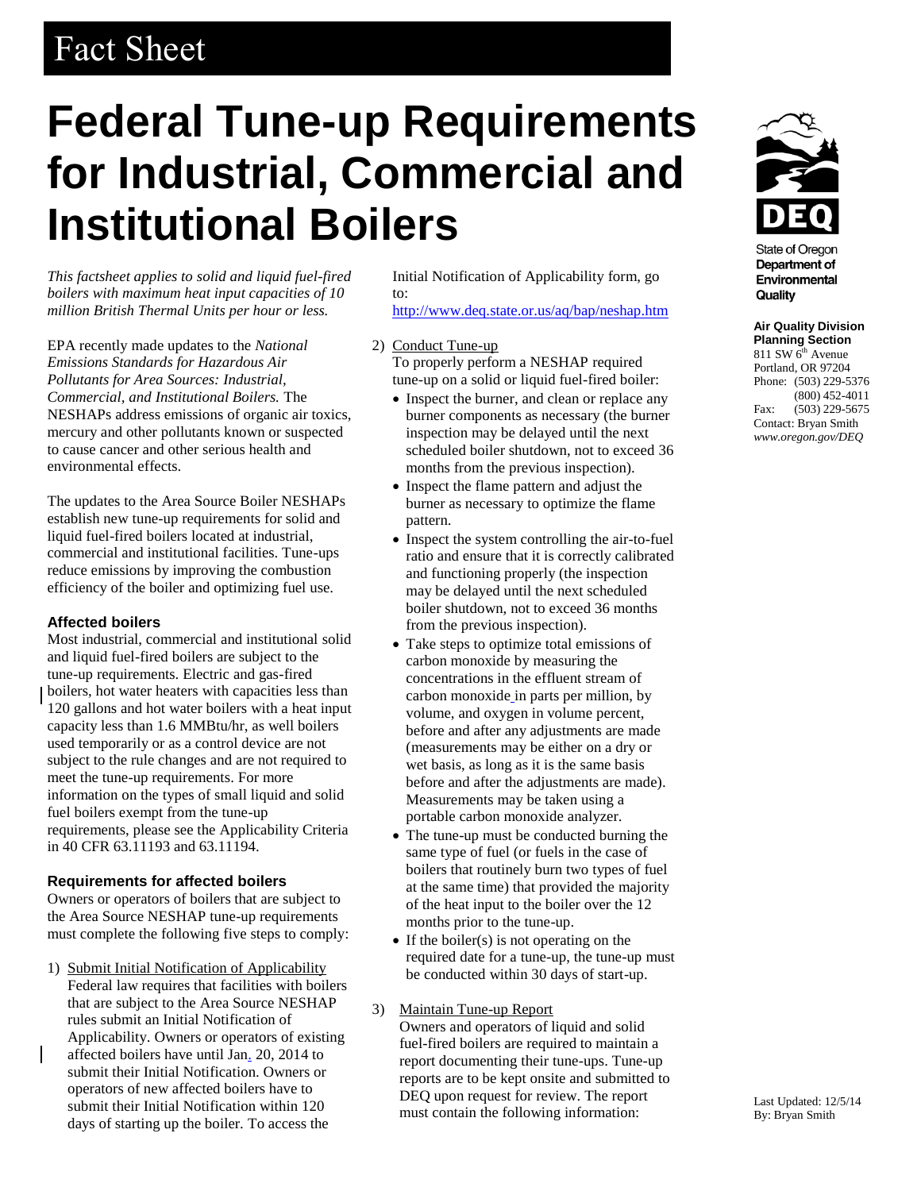Fact Sheet

# Federal Tune-up Requirements for Industrial, Commercial and Institutional Boilers

State of Oregon Department of Environmental Quality

**Air Quality Division**
**Planning Section**
811 SW 6th Avenue
Portland, OR 97204
Phone: (503) 229-5376
(800) 452-4011
Fax: (503) 229-5675
Contact: Bryan Smith
*www.oregon.gov/DEQ*

*This factsheet applies to solid and liquid fuel-fired boilers with maximum heat input capacities of 10 million British Thermal Units per hour or less.*

EPA recently made updates to the *National Emissions Standards for Hazardous Air Pollutants for Area Sources: Industrial, Commercial, and Institutional Boilers.* The NESHAPs address emissions of organic air toxics, mercury and other pollutants known or suspected to cause cancer and other serious health and environmental effects.

The updates to the Area Source Boiler NESHAPs establish new tune-up requirements for solid and liquid fuel-fired boilers located at industrial, commercial and institutional facilities. Tune-ups reduce emissions by improving the combustion efficiency of the boiler and optimizing fuel use.

### Affected boilers

Most industrial, commercial and institutional solid and liquid fuel-fired boilers are subject to the tune-up requirements. Electric and gas-fired boilers, hot water heaters with capacities less than 120 gallons and hot water boilers with a heat input capacity less than 1.6 MMBtu/hr, as well boilers used temporarily or as a control device are not subject to the rule changes and are not required to meet the tune-up requirements. For more information on the types of small liquid and solid fuel boilers exempt from the tune-up requirements, please see the Applicability Criteria in 40 CFR 63.11193 and 63.11194.

### Requirements for affected boilers

Owners or operators of boilers that are subject to the Area Source NESHAP tune-up requirements must complete the following five steps to comply:

1) Submit Initial Notification of Applicability
   Federal law requires that facilities with boilers that are subject to the Area Source NESHAP rules submit an Initial Notification of Applicability. Owners or operators of existing affected boilers have until Jan. 20, 2014 to submit their Initial Notification. Owners or operators of new affected boilers have to submit their Initial Notification within 120 days of starting up the boiler. To access the Initial Notification of Applicability form, go to: http://www.deq.state.or.us/aq/bap/neshap.htm

2) Conduct Tune-up
   To properly perform a NESHAP required tune-up on a solid or liquid fuel-fired boiler:
   - Inspect the burner, and clean or replace any burner components as necessary (the burner inspection may be delayed until the next scheduled boiler shutdown, not to exceed 36 months from the previous inspection).
   - Inspect the flame pattern and adjust the burner as necessary to optimize the flame pattern.
   - Inspect the system controlling the air-to-fuel ratio and ensure that it is correctly calibrated and functioning properly (the inspection may be delayed until the next scheduled boiler shutdown, not to exceed 36 months from the previous inspection).
   - Take steps to optimize total emissions of carbon monoxide by measuring the concentrations in the effluent stream of carbon monoxide in parts per million, by volume, and oxygen in volume percent, before and after any adjustments are made (measurements may be either on a dry or wet basis, as long as it is the same basis before and after the adjustments are made). Measurements may be taken using a portable carbon monoxide analyzer.
   - The tune-up must be conducted burning the same type of fuel (or fuels in the case of boilers that routinely burn two types of fuel at the same time) that provided the majority of the heat input to the boiler over the 12 months prior to the tune-up.
   - If the boiler(s) is not operating on the required date for a tune-up, the tune-up must be conducted within 30 days of start-up.

3) Maintain Tune-up Report
   Owners and operators of liquid and solid fuel-fired boilers are required to maintain a report documenting their tune-ups. Tune-up reports are to be kept onsite and submitted to DEQ upon request for review. The report must contain the following information:

Last Updated: 12/5/14
By: Bryan Smith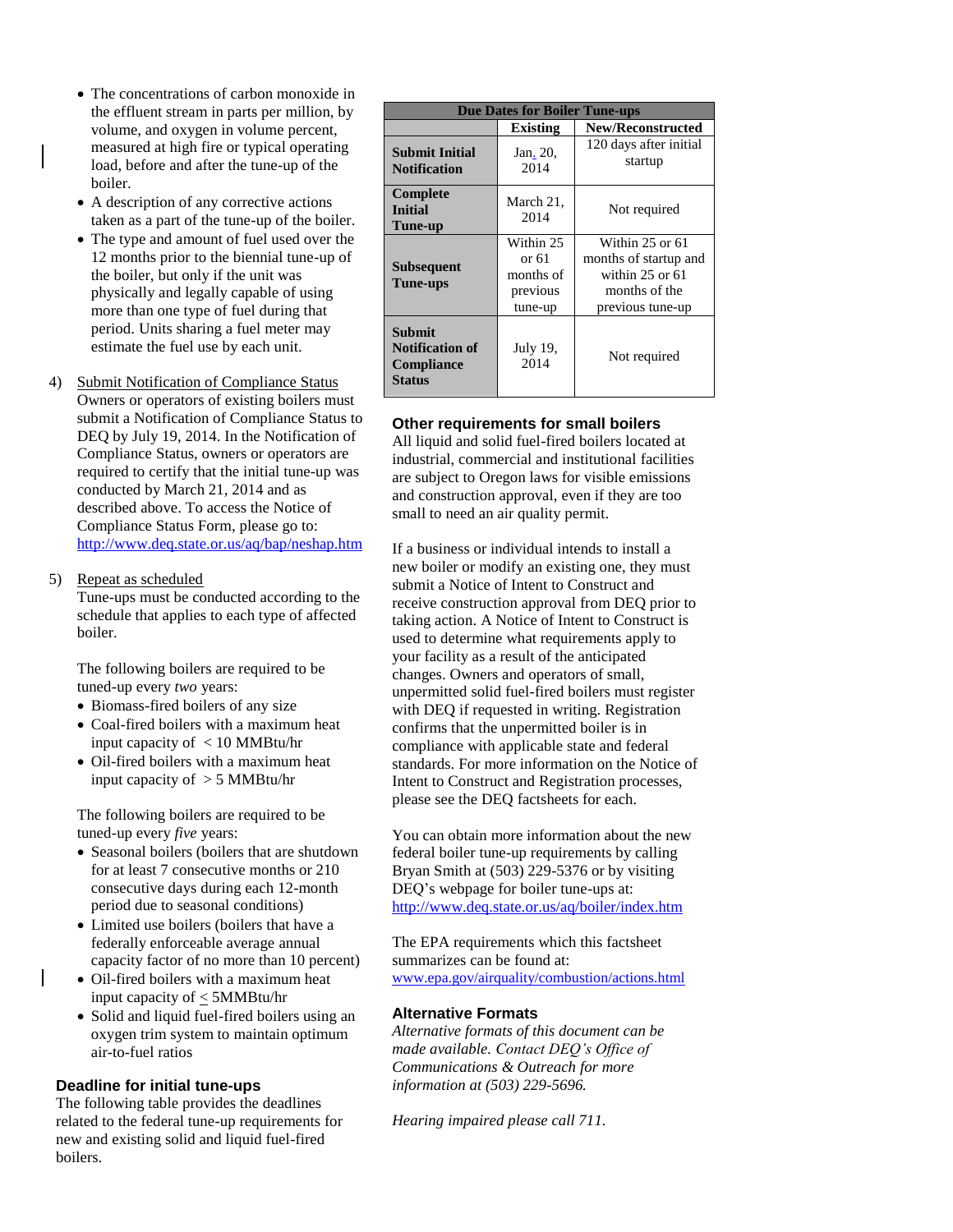- The concentrations of carbon monoxide in the effluent stream in parts per million, by volume, and oxygen in volume percent, measured at high fire or typical operating load, before and after the tune-up of the boiler.
- A description of any corrective actions taken as a part of the tune-up of the boiler.
- The type and amount of fuel used over the 12 months prior to the biennial tune-up of the boiler, but only if the unit was physically and legally capable of using more than one type of fuel during that period. Units sharing a fuel meter may estimate the fuel use by each unit.

4) Submit Notification of Compliance Status
Owners or operators of existing boilers must submit a Notification of Compliance Status to DEQ by July 19, 2014. In the Notification of Compliance Status, owners or operators are required to certify that the initial tune-up was conducted by March 21, 2014 and as described above. To access the Notice of Compliance Status Form, please go to: http://www.deq.state.or.us/aq/bap/neshap.htm

5) Repeat as scheduled
Tune-ups must be conducted according to the schedule that applies to each type of affected boiler.

The following boilers are required to be tuned-up every *two* years:

- Biomass-fired boilers of any size
- Coal-fired boilers with a maximum heat input capacity of < 10 MMBtu/hr
- Oil-fired boilers with a maximum heat input capacity of > 5 MMBtu/hr

The following boilers are required to be tuned-up every *five* years:

- Seasonal boilers (boilers that are shutdown for at least 7 consecutive months or 210 consecutive days during each 12-month period due to seasonal conditions)
- Limited use boilers (boilers that have a federally enforceable average annual capacity factor of no more than 10 percent)
- Oil-fired boilers with a maximum heat input capacity of ≤ 5MMBtu/hr
- Solid and liquid fuel-fired boilers using an oxygen trim system to maintain optimum air-to-fuel ratios

### Deadline for initial tune-ups

The following table provides the deadlines related to the federal tune-up requirements for new and existing solid and liquid fuel-fired boilers.

| Due Dates for Boiler Tune-ups | | |
|---|---|---|
| | **Existing** | **New/Reconstructed** |
| **Submit Initial Notification** | Jan. 20, 2014 | 120 days after initial startup |
| **Complete Initial Tune-up** | March 21, 2014 | Not required |
| **Subsequent Tune-ups** | Within 25 or 61 months of previous tune-up | Within 25 or 61 months of startup and within 25 or 61 months of the previous tune-up |
| **Submit Notification of Compliance Status** | July 19, 2014 | Not required |

### Other requirements for small boilers

All liquid and solid fuel-fired boilers located at industrial, commercial and institutional facilities are subject to Oregon laws for visible emissions and construction approval, even if they are too small to need an air quality permit.

If a business or individual intends to install a new boiler or modify an existing one, they must submit a Notice of Intent to Construct and receive construction approval from DEQ prior to taking action. A Notice of Intent to Construct is used to determine what requirements apply to your facility as a result of the anticipated changes. Owners and operators of small, unpermitted solid fuel-fired boilers must register with DEQ if requested in writing. Registration confirms that the unpermitted boiler is in compliance with applicable state and federal standards. For more information on the Notice of Intent to Construct and Registration processes, please see the DEQ factsheets for each.

You can obtain more information about the new federal boiler tune-up requirements by calling Bryan Smith at (503) 229-5376 or by visiting DEQ's webpage for boiler tune-ups at: http://www.deq.state.or.us/aq/boiler/index.htm

The EPA requirements which this factsheet summarizes can be found at: www.epa.gov/airquality/combustion/actions.html

### Alternative Formats

*Alternative formats of this document can be made available. Contact DEQ's Office of Communications & Outreach for more information at (503) 229-5696.*

*Hearing impaired please call 711.*